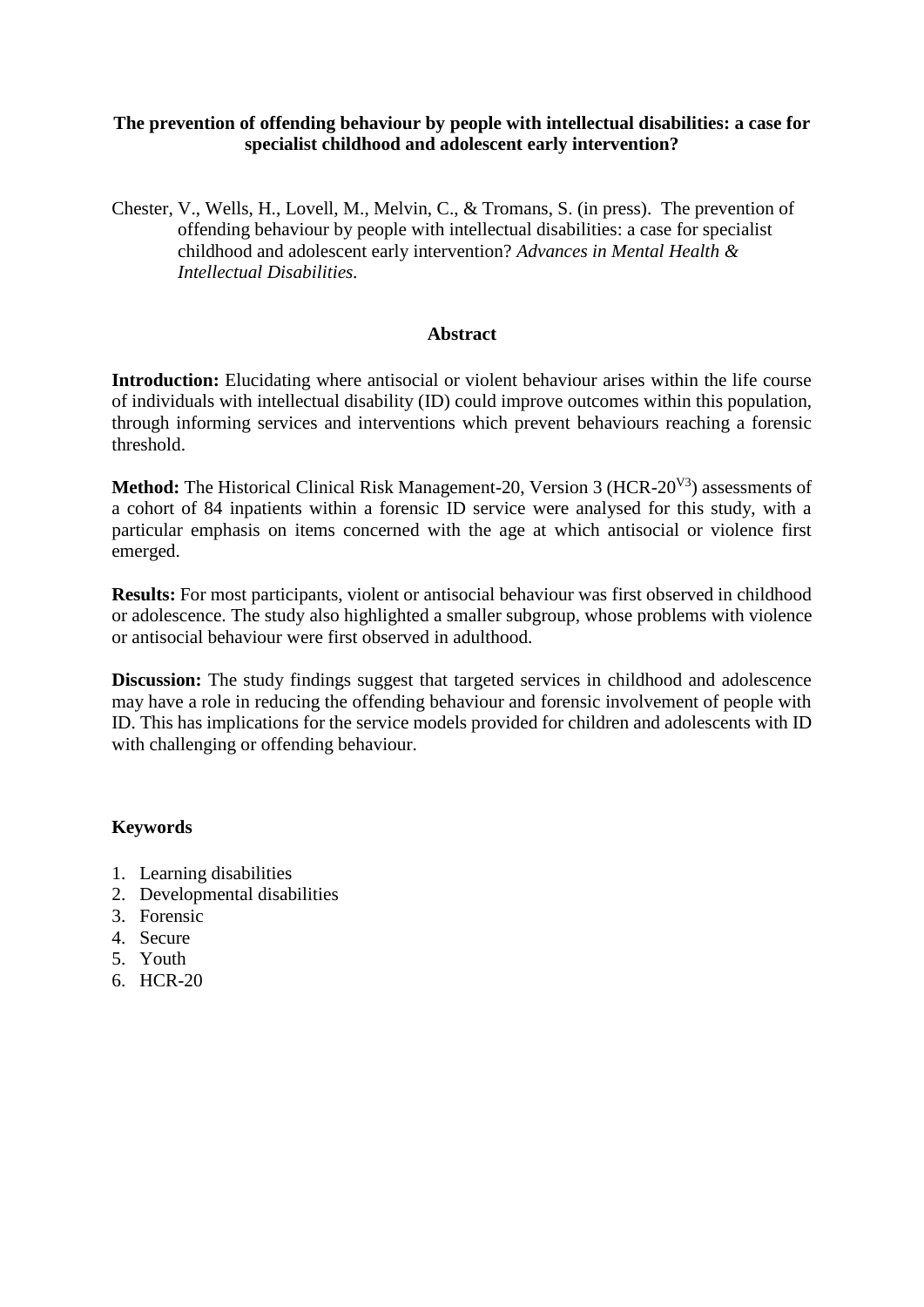**The prevention of offending behaviour by people with intellectual disabilities: a case for specialist childhood and adolescent early intervention?**

Chester, V., Wells, H., Lovell, M., Melvin, C., & Tromans, S. (in press). The prevention of offending behaviour by people with intellectual disabilities: a case for specialist childhood and adolescent early intervention? *Advances in Mental Health & Intellectual Disabilities.*

## Abstract

**Introduction:** Elucidating where antisocial or violent behaviour arises within the life course of individuals with intellectual disability (ID) could improve outcomes within this population, through informing services and interventions which prevent behaviours reaching a forensic threshold.

**Method:** The Historical Clinical Risk Management-20, Version 3 (HCR-20$^{V3}$) assessments of a cohort of 84 inpatients within a forensic ID service were analysed for this study, with a particular emphasis on items concerned with the age at which antisocial or violence first emerged.

**Results:** For most participants, violent or antisocial behaviour was first observed in childhood or adolescence. The study also highlighted a smaller subgroup, whose problems with violence or antisocial behaviour were first observed in adulthood.

**Discussion:** The study findings suggest that targeted services in childhood and adolescence may have a role in reducing the offending behaviour and forensic involvement of people with ID. This has implications for the service models provided for children and adolescents with ID with challenging or offending behaviour.

**Keywords**

1. Learning disabilities
2. Developmental disabilities
3. Forensic
4. Secure
5. Youth
6. HCR-20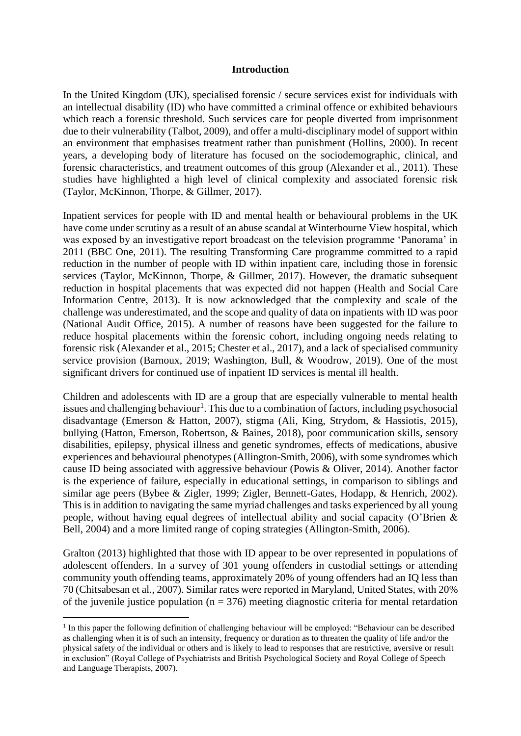## Introduction

In the United Kingdom (UK), specialised forensic / secure services exist for individuals with an intellectual disability (ID) who have committed a criminal offence or exhibited behaviours which reach a forensic threshold. Such services care for people diverted from imprisonment due to their vulnerability (Talbot, 2009), and offer a multi-disciplinary model of support within an environment that emphasises treatment rather than punishment (Hollins, 2000). In recent years, a developing body of literature has focused on the sociodemographic, clinical, and forensic characteristics, and treatment outcomes of this group (Alexander et al., 2011). These studies have highlighted a high level of clinical complexity and associated forensic risk (Taylor, McKinnon, Thorpe, & Gillmer, 2017).

Inpatient services for people with ID and mental health or behavioural problems in the UK have come under scrutiny as a result of an abuse scandal at Winterbourne View hospital, which was exposed by an investigative report broadcast on the television programme 'Panorama' in 2011 (BBC One, 2011). The resulting Transforming Care programme committed to a rapid reduction in the number of people with ID within inpatient care, including those in forensic services (Taylor, McKinnon, Thorpe, & Gillmer, 2017). However, the dramatic subsequent reduction in hospital placements that was expected did not happen (Health and Social Care Information Centre, 2013). It is now acknowledged that the complexity and scale of the challenge was underestimated, and the scope and quality of data on inpatients with ID was poor (National Audit Office, 2015). A number of reasons have been suggested for the failure to reduce hospital placements within the forensic cohort, including ongoing needs relating to forensic risk (Alexander et al., 2015; Chester et al., 2017), and a lack of specialised community service provision (Barnoux, 2019; Washington, Bull, & Woodrow, 2019). One of the most significant drivers for continued use of inpatient ID services is mental ill health.

Children and adolescents with ID are a group that are especially vulnerable to mental health issues and challenging behaviour[1]. This due to a combination of factors, including psychosocial disadvantage (Emerson & Hatton, 2007), stigma (Ali, King, Strydom, & Hassiotis, 2015), bullying (Hatton, Emerson, Robertson, & Baines, 2018), poor communication skills, sensory disabilities, epilepsy, physical illness and genetic syndromes, effects of medications, abusive experiences and behavioural phenotypes (Allington-Smith, 2006), with some syndromes which cause ID being associated with aggressive behaviour (Powis & Oliver, 2014). Another factor is the experience of failure, especially in educational settings, in comparison to siblings and similar age peers (Bybee & Zigler, 1999; Zigler, Bennett-Gates, Hodapp, & Henrich, 2002). This is in addition to navigating the same myriad challenges and tasks experienced by all young people, without having equal degrees of intellectual ability and social capacity (O'Brien & Bell, 2004) and a more limited range of coping strategies (Allington-Smith, 2006).

Gralton (2013) highlighted that those with ID appear to be over represented in populations of adolescent offenders. In a survey of 301 young offenders in custodial settings or attending community youth offending teams, approximately 20% of young offenders had an IQ less than 70 (Chitsabesan et al., 2007). Similar rates were reported in Maryland, United States, with 20% of the juvenile justice population ($n = 376$) meeting diagnostic criteria for mental retardation

[1] In this paper the following definition of challenging behaviour will be employed: "Behaviour can be described as challenging when it is of such an intensity, frequency or duration as to threaten the quality of life and/or the physical safety of the individual or others and is likely to lead to responses that are restrictive, aversive or result in exclusion" (Royal College of Psychiatrists and British Psychological Society and Royal College of Speech and Language Therapists, 2007).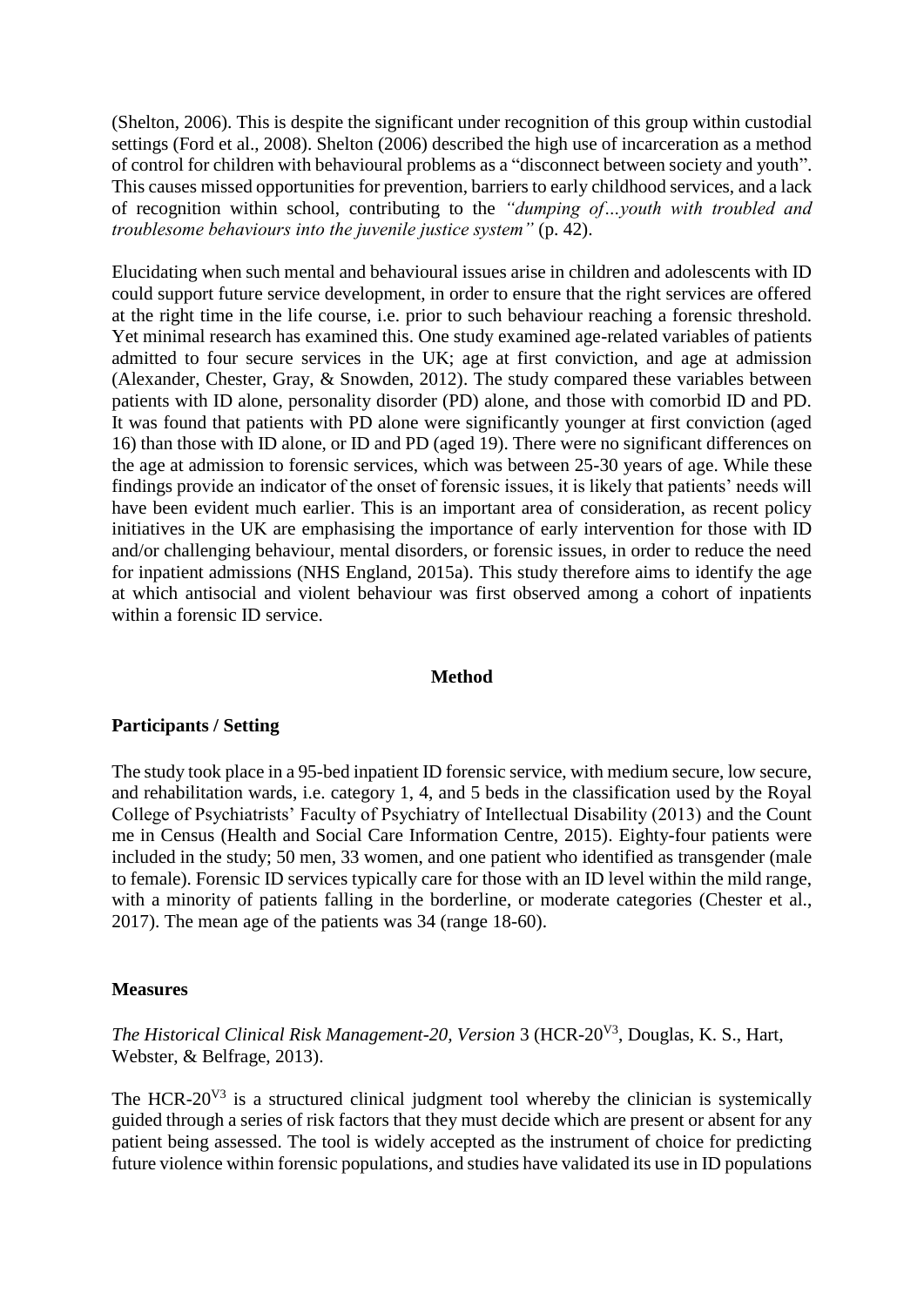(Shelton, 2006). This is despite the significant under recognition of this group within custodial settings (Ford et al., 2008). Shelton (2006) described the high use of incarceration as a method of control for children with behavioural problems as a "disconnect between society and youth". This causes missed opportunities for prevention, barriers to early childhood services, and a lack of recognition within school, contributing to the *"dumping of…youth with troubled and troublesome behaviours into the juvenile justice system"* (p. 42).

Elucidating when such mental and behavioural issues arise in children and adolescents with ID could support future service development, in order to ensure that the right services are offered at the right time in the life course, i.e. prior to such behaviour reaching a forensic threshold. Yet minimal research has examined this. One study examined age-related variables of patients admitted to four secure services in the UK; age at first conviction, and age at admission (Alexander, Chester, Gray, & Snowden, 2012). The study compared these variables between patients with ID alone, personality disorder (PD) alone, and those with comorbid ID and PD. It was found that patients with PD alone were significantly younger at first conviction (aged 16) than those with ID alone, or ID and PD (aged 19). There were no significant differences on the age at admission to forensic services, which was between 25-30 years of age. While these findings provide an indicator of the onset of forensic issues, it is likely that patients' needs will have been evident much earlier. This is an important area of consideration, as recent policy initiatives in the UK are emphasising the importance of early intervention for those with ID and/or challenging behaviour, mental disorders, or forensic issues, in order to reduce the need for inpatient admissions (NHS England, 2015a). This study therefore aims to identify the age at which antisocial and violent behaviour was first observed among a cohort of inpatients within a forensic ID service.

## Method

### Participants / Setting

The study took place in a 95-bed inpatient ID forensic service, with medium secure, low secure, and rehabilitation wards, i.e. category 1, 4, and 5 beds in the classification used by the Royal College of Psychiatrists' Faculty of Psychiatry of Intellectual Disability (2013) and the Count me in Census (Health and Social Care Information Centre, 2015). Eighty-four patients were included in the study; 50 men, 33 women, and one patient who identified as transgender (male to female). Forensic ID services typically care for those with an ID level within the mild range, with a minority of patients falling in the borderline, or moderate categories (Chester et al., 2017). The mean age of the patients was 34 (range 18-60).

### Measures

*The Historical Clinical Risk Management-20, Version* 3 (HCR-$20^{V3}$, Douglas, K. S., Hart, Webster, & Belfrage, 2013).

The HCR-$20^{V3}$ is a structured clinical judgment tool whereby the clinician is systemically guided through a series of risk factors that they must decide which are present or absent for any patient being assessed. The tool is widely accepted as the instrument of choice for predicting future violence within forensic populations, and studies have validated its use in ID populations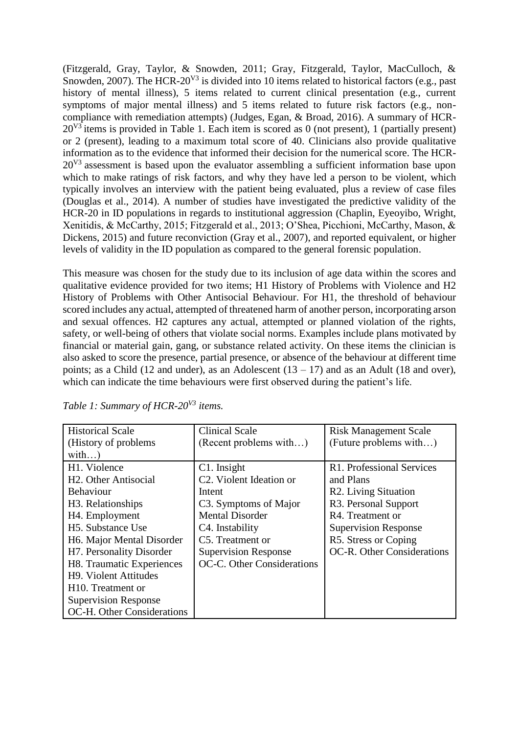(Fitzgerald, Gray, Taylor, & Snowden, 2011; Gray, Fitzgerald, Taylor, MacCulloch, & Snowden, 2007). The HCR-$20^{V3}$ is divided into 10 items related to historical factors (e.g., past history of mental illness), 5 items related to current clinical presentation (e.g., current symptoms of major mental illness) and 5 items related to future risk factors (e.g., non-compliance with remediation attempts) (Judges, Egan, & Broad, 2016). A summary of HCR-$20^{V3}$ items is provided in Table 1. Each item is scored as 0 (not present), 1 (partially present) or 2 (present), leading to a maximum total score of 40. Clinicians also provide qualitative information as to the evidence that informed their decision for the numerical score. The HCR-$20^{V3}$ assessment is based upon the evaluator assembling a sufficient information base upon which to make ratings of risk factors, and why they have led a person to be violent, which typically involves an interview with the patient being evaluated, plus a review of case files (Douglas et al., 2014). A number of studies have investigated the predictive validity of the HCR-20 in ID populations in regards to institutional aggression (Chaplin, Eyeoyibo, Wright, Xenitidis, & McCarthy, 2015; Fitzgerald et al., 2013; O'Shea, Picchioni, McCarthy, Mason, & Dickens, 2015) and future reconviction (Gray et al., 2007), and reported equivalent, or higher levels of validity in the ID population as compared to the general forensic population.

This measure was chosen for the study due to its inclusion of age data within the scores and qualitative evidence provided for two items; H1 History of Problems with Violence and H2 History of Problems with Other Antisocial Behaviour. For H1, the threshold of behaviour scored includes any actual, attempted of threatened harm of another person, incorporating arson and sexual offences. H2 captures any actual, attempted or planned violation of the rights, safety, or well-being of others that violate social norms. Examples include plans motivated by financial or material gain, gang, or substance related activity. On these items the clinician is also asked to score the presence, partial presence, or absence of the behaviour at different time points; as a Child (12 and under), as an Adolescent (13 – 17) and as an Adult (18 and over), which can indicate the time behaviours were first observed during the patient's life.

*Table 1: Summary of HCR-$20^{V3}$ items.*

| Historical Scale (History of problems with…) | Clinical Scale (Recent problems with…) | Risk Management Scale (Future problems with…) |
|---|---|---|
| H1. Violence<br>H2. Other Antisocial Behaviour<br>H3. Relationships<br>H4. Employment<br>H5. Substance Use<br>H6. Major Mental Disorder<br>H7. Personality Disorder<br>H8. Traumatic Experiences<br>H9. Violent Attitudes<br>H10. Treatment or Supervision Response<br>OC-H. Other Considerations | C1. Insight<br>C2. Violent Ideation or Intent<br>C3. Symptoms of Major Mental Disorder<br>C4. Instability<br>C5. Treatment or Supervision Response<br>OC-C. Other Considerations | R1. Professional Services and Plans<br>R2. Living Situation<br>R3. Personal Support<br>R4. Treatment or Supervision Response<br>R5. Stress or Coping<br>OC-R. Other Considerations |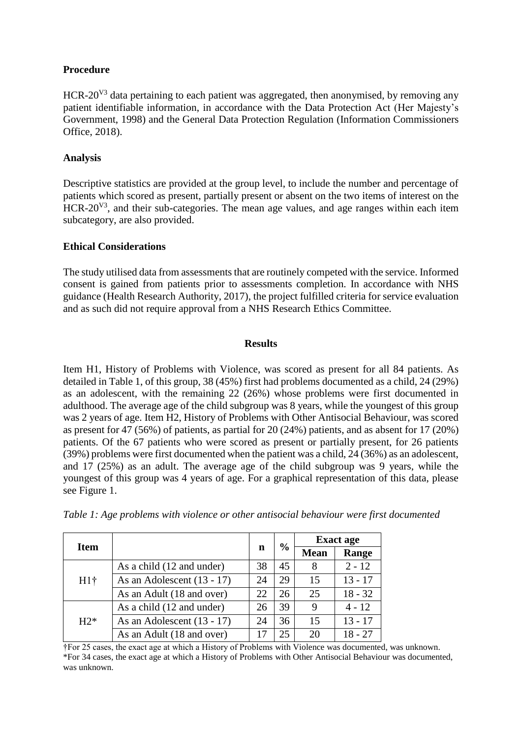## Procedure

HCR-20$^{V3}$ data pertaining to each patient was aggregated, then anonymised, by removing any patient identifiable information, in accordance with the Data Protection Act (Her Majesty's Government, 1998) and the General Data Protection Regulation (Information Commissioners Office, 2018).

## Analysis

Descriptive statistics are provided at the group level, to include the number and percentage of patients which scored as present, partially present or absent on the two items of interest on the HCR-20$^{V3}$, and their sub-categories. The mean age values, and age ranges within each item subcategory, are also provided.

## Ethical Considerations

The study utilised data from assessments that are routinely competed with the service. Informed consent is gained from patients prior to assessments completion. In accordance with NHS guidance (Health Research Authority, 2017), the project fulfilled criteria for service evaluation and as such did not require approval from a NHS Research Ethics Committee.

# Results

Item H1, History of Problems with Violence, was scored as present for all 84 patients. As detailed in Table 1, of this group, 38 (45%) first had problems documented as a child, 24 (29%) as an adolescent, with the remaining 22 (26%) whose problems were first documented in adulthood. The average age of the child subgroup was 8 years, while the youngest of this group was 2 years of age. Item H2, History of Problems with Other Antisocial Behaviour, was scored as present for 47 (56%) of patients, as partial for 20 (24%) patients, and as absent for 17 (20%) patients. Of the 67 patients who were scored as present or partially present, for 26 patients (39%) problems were first documented when the patient was a child, 24 (36%) as an adolescent, and 17 (25%) as an adult. The average age of the child subgroup was 9 years, while the youngest of this group was 4 years of age. For a graphical representation of this data, please see Figure 1.

*Table 1: Age problems with violence or other antisocial behaviour were first documented*

| Item | | n | % | Exact age | |
|---|---|---|---|---|---|
| | | | | Mean | Range |
| H1† | As a child (12 and under) | 38 | 45 | 8 | 2 - 12 |
| | As an Adolescent (13 - 17) | 24 | 29 | 15 | 13 - 17 |
| | As an Adult (18 and over) | 22 | 26 | 25 | 18 - 32 |
| H2* | As a child (12 and under) | 26 | 39 | 9 | 4 - 12 |
| | As an Adolescent (13 - 17) | 24 | 36 | 15 | 13 - 17 |
| | As an Adult (18 and over) | 17 | 25 | 20 | 18 - 27 |

†For 25 cases, the exact age at which a History of Problems with Violence was documented, was unknown.
*For 34 cases, the exact age at which a History of Problems with Other Antisocial Behaviour was documented, was unknown.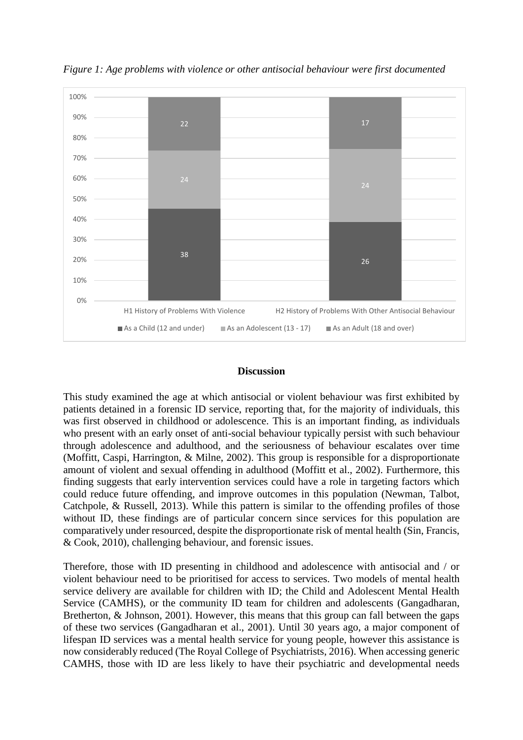*Figure 1: Age problems with violence or other antisocial behaviour were first documented*

| | As a Child (12 and under) | As an Adolescent (13 - 17) | As an Adult (18 and over) |
|---|---|---|---|
| H1 History of Problems With Violence | 38 | 24 | 22 |
| H2 History of Problems With Other Antisocial Behaviour | 26 | 24 | 17 |

## Discussion

This study examined the age at which antisocial or violent behaviour was first exhibited by patients detained in a forensic ID service, reporting that, for the majority of individuals, this was first observed in childhood or adolescence. This is an important finding, as individuals who present with an early onset of anti-social behaviour typically persist with such behaviour through adolescence and adulthood, and the seriousness of behaviour escalates over time (Moffitt, Caspi, Harrington, & Milne, 2002). This group is responsible for a disproportionate amount of violent and sexual offending in adulthood (Moffitt et al., 2002). Furthermore, this finding suggests that early intervention services could have a role in targeting factors which could reduce future offending, and improve outcomes in this population (Newman, Talbot, Catchpole, & Russell, 2013). While this pattern is similar to the offending profiles of those without ID, these findings are of particular concern since services for this population are comparatively under resourced, despite the disproportionate risk of mental health (Sin, Francis, & Cook, 2010), challenging behaviour, and forensic issues.

Therefore, those with ID presenting in childhood and adolescence with antisocial and / or violent behaviour need to be prioritised for access to services. Two models of mental health service delivery are available for children with ID; the Child and Adolescent Mental Health Service (CAMHS), or the community ID team for children and adolescents (Gangadharan, Bretherton, & Johnson, 2001). However, this means that this group can fall between the gaps of these two services (Gangadharan et al., 2001). Until 30 years ago, a major component of lifespan ID services was a mental health service for young people, however this assistance is now considerably reduced (The Royal College of Psychiatrists, 2016). When accessing generic CAMHS, those with ID are less likely to have their psychiatric and developmental needs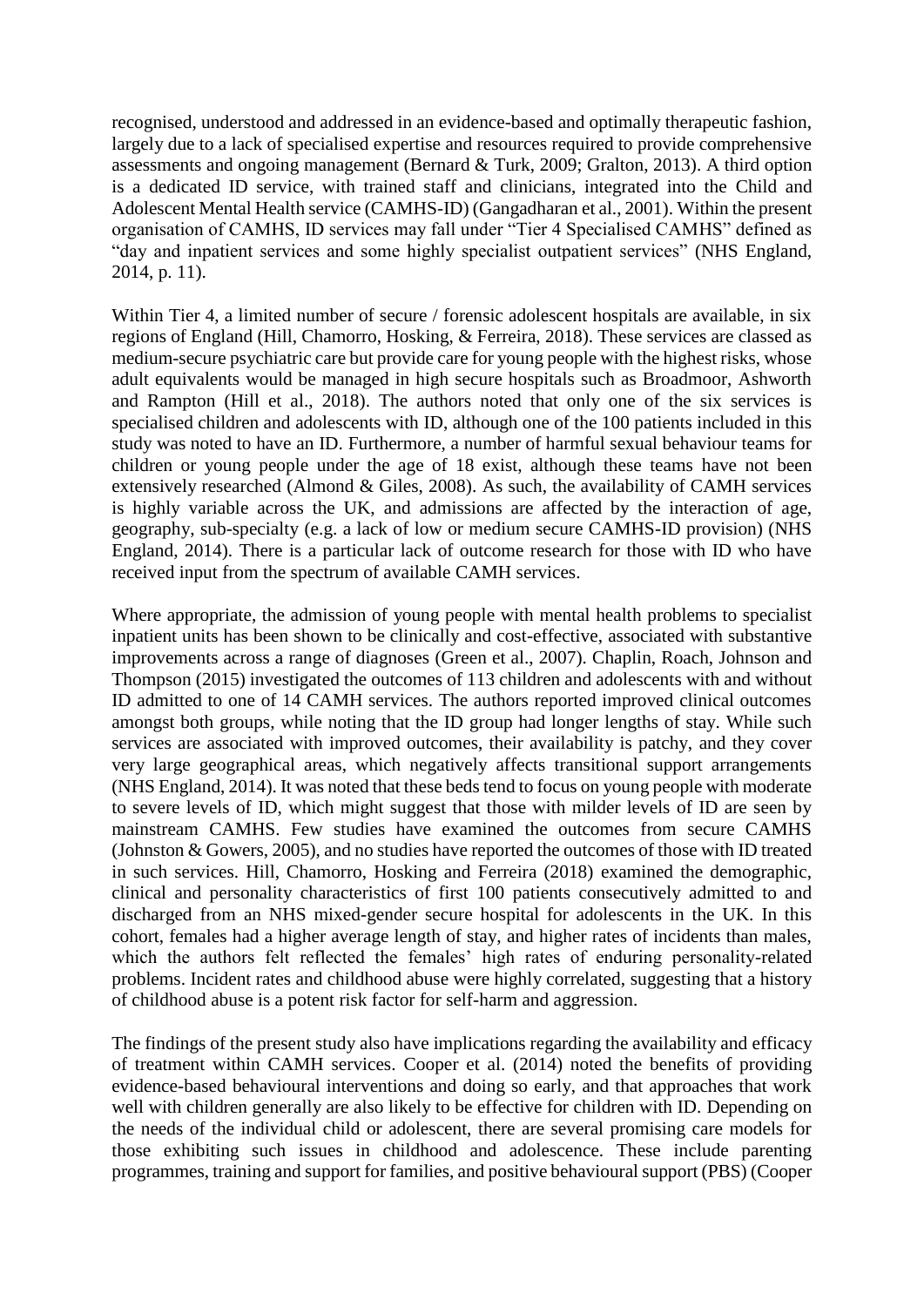recognised, understood and addressed in an evidence-based and optimally therapeutic fashion, largely due to a lack of specialised expertise and resources required to provide comprehensive assessments and ongoing management (Bernard & Turk, 2009; Gralton, 2013). A third option is a dedicated ID service, with trained staff and clinicians, integrated into the Child and Adolescent Mental Health service (CAMHS-ID) (Gangadharan et al., 2001). Within the present organisation of CAMHS, ID services may fall under "Tier 4 Specialised CAMHS" defined as "day and inpatient services and some highly specialist outpatient services" (NHS England, 2014, p. 11).

Within Tier 4, a limited number of secure / forensic adolescent hospitals are available, in six regions of England (Hill, Chamorro, Hosking, & Ferreira, 2018). These services are classed as medium-secure psychiatric care but provide care for young people with the highest risks, whose adult equivalents would be managed in high secure hospitals such as Broadmoor, Ashworth and Rampton (Hill et al., 2018). The authors noted that only one of the six services is specialised children and adolescents with ID, although one of the 100 patients included in this study was noted to have an ID. Furthermore, a number of harmful sexual behaviour teams for children or young people under the age of 18 exist, although these teams have not been extensively researched (Almond & Giles, 2008). As such, the availability of CAMH services is highly variable across the UK, and admissions are affected by the interaction of age, geography, sub-specialty (e.g. a lack of low or medium secure CAMHS-ID provision) (NHS England, 2014). There is a particular lack of outcome research for those with ID who have received input from the spectrum of available CAMH services.

Where appropriate, the admission of young people with mental health problems to specialist inpatient units has been shown to be clinically and cost-effective, associated with substantive improvements across a range of diagnoses (Green et al., 2007). Chaplin, Roach, Johnson and Thompson (2015) investigated the outcomes of 113 children and adolescents with and without ID admitted to one of 14 CAMH services. The authors reported improved clinical outcomes amongst both groups, while noting that the ID group had longer lengths of stay. While such services are associated with improved outcomes, their availability is patchy, and they cover very large geographical areas, which negatively affects transitional support arrangements (NHS England, 2014). It was noted that these beds tend to focus on young people with moderate to severe levels of ID, which might suggest that those with milder levels of ID are seen by mainstream CAMHS. Few studies have examined the outcomes from secure CAMHS (Johnston & Gowers, 2005), and no studies have reported the outcomes of those with ID treated in such services. Hill, Chamorro, Hosking and Ferreira (2018) examined the demographic, clinical and personality characteristics of first 100 patients consecutively admitted to and discharged from an NHS mixed-gender secure hospital for adolescents in the UK. In this cohort, females had a higher average length of stay, and higher rates of incidents than males, which the authors felt reflected the females' high rates of enduring personality-related problems. Incident rates and childhood abuse were highly correlated, suggesting that a history of childhood abuse is a potent risk factor for self-harm and aggression.

The findings of the present study also have implications regarding the availability and efficacy of treatment within CAMH services. Cooper et al. (2014) noted the benefits of providing evidence-based behavioural interventions and doing so early, and that approaches that work well with children generally are also likely to be effective for children with ID. Depending on the needs of the individual child or adolescent, there are several promising care models for those exhibiting such issues in childhood and adolescence. These include parenting programmes, training and support for families, and positive behavioural support (PBS) (Cooper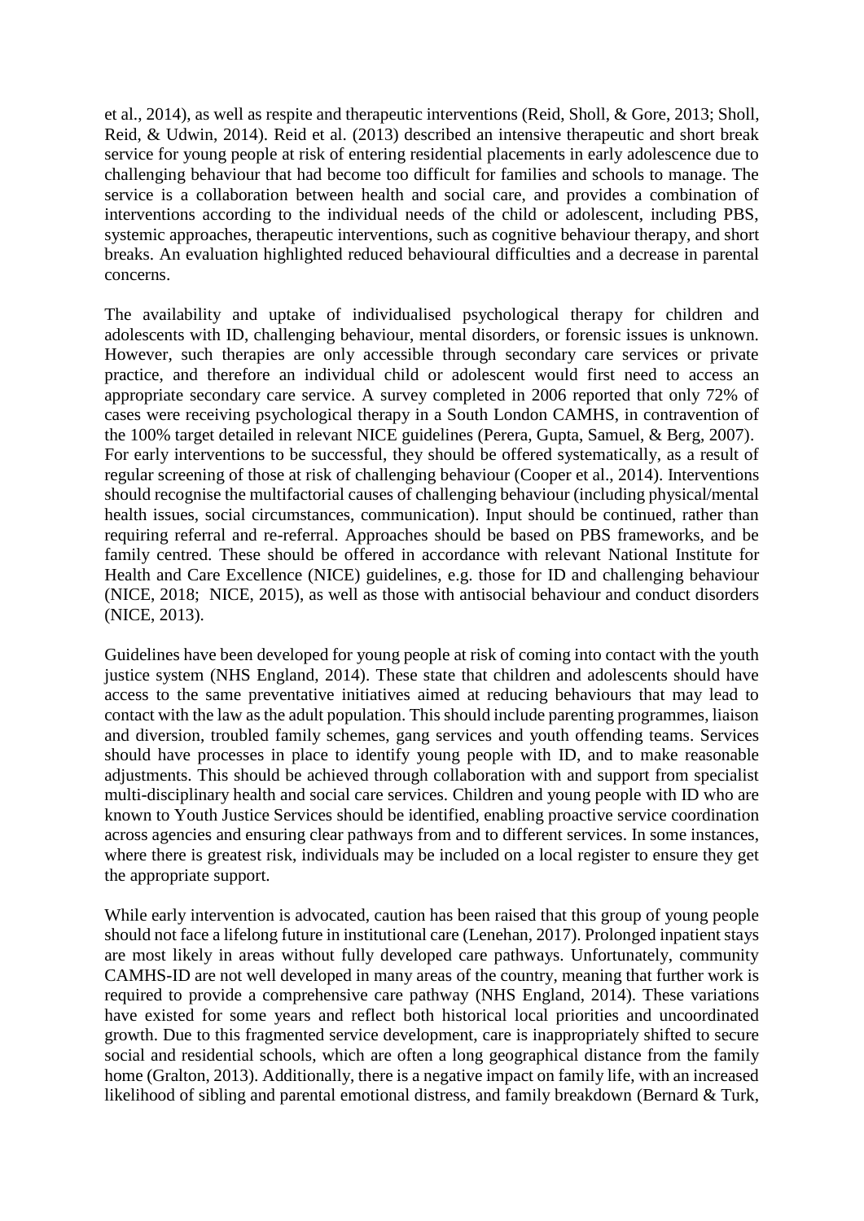et al., 2014), as well as respite and therapeutic interventions (Reid, Sholl, & Gore, 2013; Sholl, Reid, & Udwin, 2014). Reid et al. (2013) described an intensive therapeutic and short break service for young people at risk of entering residential placements in early adolescence due to challenging behaviour that had become too difficult for families and schools to manage. The service is a collaboration between health and social care, and provides a combination of interventions according to the individual needs of the child or adolescent, including PBS, systemic approaches, therapeutic interventions, such as cognitive behaviour therapy, and short breaks. An evaluation highlighted reduced behavioural difficulties and a decrease in parental concerns.

The availability and uptake of individualised psychological therapy for children and adolescents with ID, challenging behaviour, mental disorders, or forensic issues is unknown. However, such therapies are only accessible through secondary care services or private practice, and therefore an individual child or adolescent would first need to access an appropriate secondary care service. A survey completed in 2006 reported that only 72% of cases were receiving psychological therapy in a South London CAMHS, in contravention of the 100% target detailed in relevant NICE guidelines (Perera, Gupta, Samuel, & Berg, 2007). For early interventions to be successful, they should be offered systematically, as a result of regular screening of those at risk of challenging behaviour (Cooper et al., 2014). Interventions should recognise the multifactorial causes of challenging behaviour (including physical/mental health issues, social circumstances, communication). Input should be continued, rather than requiring referral and re-referral. Approaches should be based on PBS frameworks, and be family centred. These should be offered in accordance with relevant National Institute for Health and Care Excellence (NICE) guidelines, e.g. those for ID and challenging behaviour (NICE, 2018; NICE, 2015), as well as those with antisocial behaviour and conduct disorders (NICE, 2013).

Guidelines have been developed for young people at risk of coming into contact with the youth justice system (NHS England, 2014). These state that children and adolescents should have access to the same preventative initiatives aimed at reducing behaviours that may lead to contact with the law as the adult population. This should include parenting programmes, liaison and diversion, troubled family schemes, gang services and youth offending teams. Services should have processes in place to identify young people with ID, and to make reasonable adjustments. This should be achieved through collaboration with and support from specialist multi-disciplinary health and social care services. Children and young people with ID who are known to Youth Justice Services should be identified, enabling proactive service coordination across agencies and ensuring clear pathways from and to different services. In some instances, where there is greatest risk, individuals may be included on a local register to ensure they get the appropriate support.

While early intervention is advocated, caution has been raised that this group of young people should not face a lifelong future in institutional care (Lenehan, 2017). Prolonged inpatient stays are most likely in areas without fully developed care pathways. Unfortunately, community CAMHS-ID are not well developed in many areas of the country, meaning that further work is required to provide a comprehensive care pathway (NHS England, 2014). These variations have existed for some years and reflect both historical local priorities and uncoordinated growth. Due to this fragmented service development, care is inappropriately shifted to secure social and residential schools, which are often a long geographical distance from the family home (Gralton, 2013). Additionally, there is a negative impact on family life, with an increased likelihood of sibling and parental emotional distress, and family breakdown (Bernard & Turk,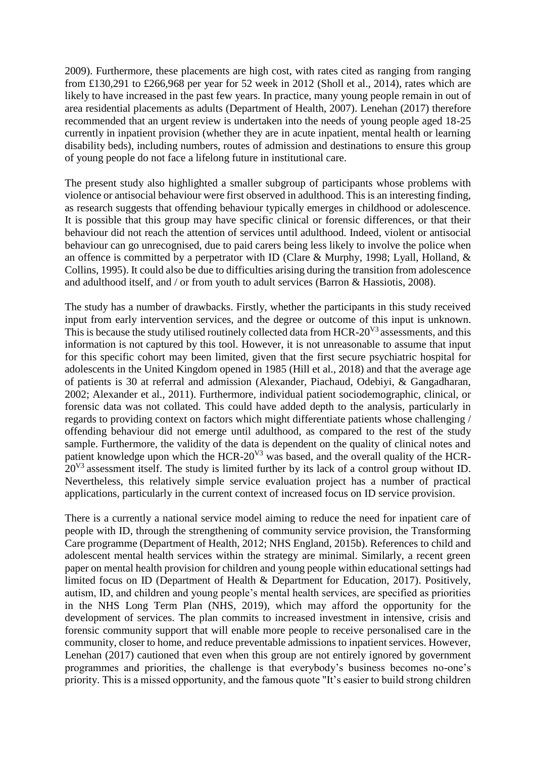2009). Furthermore, these placements are high cost, with rates cited as ranging from ranging from £130,291 to £266,968 per year for 52 week in 2012 (Sholl et al., 2014), rates which are likely to have increased in the past few years. In practice, many young people remain in out of area residential placements as adults (Department of Health, 2007). Lenehan (2017) therefore recommended that an urgent review is undertaken into the needs of young people aged 18-25 currently in inpatient provision (whether they are in acute inpatient, mental health or learning disability beds), including numbers, routes of admission and destinations to ensure this group of young people do not face a lifelong future in institutional care.

The present study also highlighted a smaller subgroup of participants whose problems with violence or antisocial behaviour were first observed in adulthood. This is an interesting finding, as research suggests that offending behaviour typically emerges in childhood or adolescence. It is possible that this group may have specific clinical or forensic differences, or that their behaviour did not reach the attention of services until adulthood. Indeed, violent or antisocial behaviour can go unrecognised, due to paid carers being less likely to involve the police when an offence is committed by a perpetrator with ID (Clare & Murphy, 1998; Lyall, Holland, & Collins, 1995). It could also be due to difficulties arising during the transition from adolescence and adulthood itself, and / or from youth to adult services (Barron & Hassiotis, 2008).

The study has a number of drawbacks. Firstly, whether the participants in this study received input from early intervention services, and the degree or outcome of this input is unknown. This is because the study utilised routinely collected data from HCR-20$^{V3}$ assessments, and this information is not captured by this tool. However, it is not unreasonable to assume that input for this specific cohort may been limited, given that the first secure psychiatric hospital for adolescents in the United Kingdom opened in 1985 (Hill et al., 2018) and that the average age of patients is 30 at referral and admission (Alexander, Piachaud, Odebiyi, & Gangadharan, 2002; Alexander et al., 2011). Furthermore, individual patient sociodemographic, clinical, or forensic data was not collated. This could have added depth to the analysis, particularly in regards to providing context on factors which might differentiate patients whose challenging / offending behaviour did not emerge until adulthood, as compared to the rest of the study sample. Furthermore, the validity of the data is dependent on the quality of clinical notes and patient knowledge upon which the HCR-20$^{V3}$ was based, and the overall quality of the HCR-20$^{V3}$ assessment itself. The study is limited further by its lack of a control group without ID. Nevertheless, this relatively simple service evaluation project has a number of practical applications, particularly in the current context of increased focus on ID service provision.

There is a currently a national service model aiming to reduce the need for inpatient care of people with ID, through the strengthening of community service provision, the Transforming Care programme (Department of Health, 2012; NHS England, 2015b). References to child and adolescent mental health services within the strategy are minimal. Similarly, a recent green paper on mental health provision for children and young people within educational settings had limited focus on ID (Department of Health & Department for Education, 2017). Positively, autism, ID, and children and young people's mental health services, are specified as priorities in the NHS Long Term Plan (NHS, 2019), which may afford the opportunity for the development of services. The plan commits to increased investment in intensive, crisis and forensic community support that will enable more people to receive personalised care in the community, closer to home, and reduce preventable admissions to inpatient services. However, Lenehan (2017) cautioned that even when this group are not entirely ignored by government programmes and priorities, the challenge is that everybody's business becomes no-one's priority. This is a missed opportunity, and the famous quote "It's easier to build strong children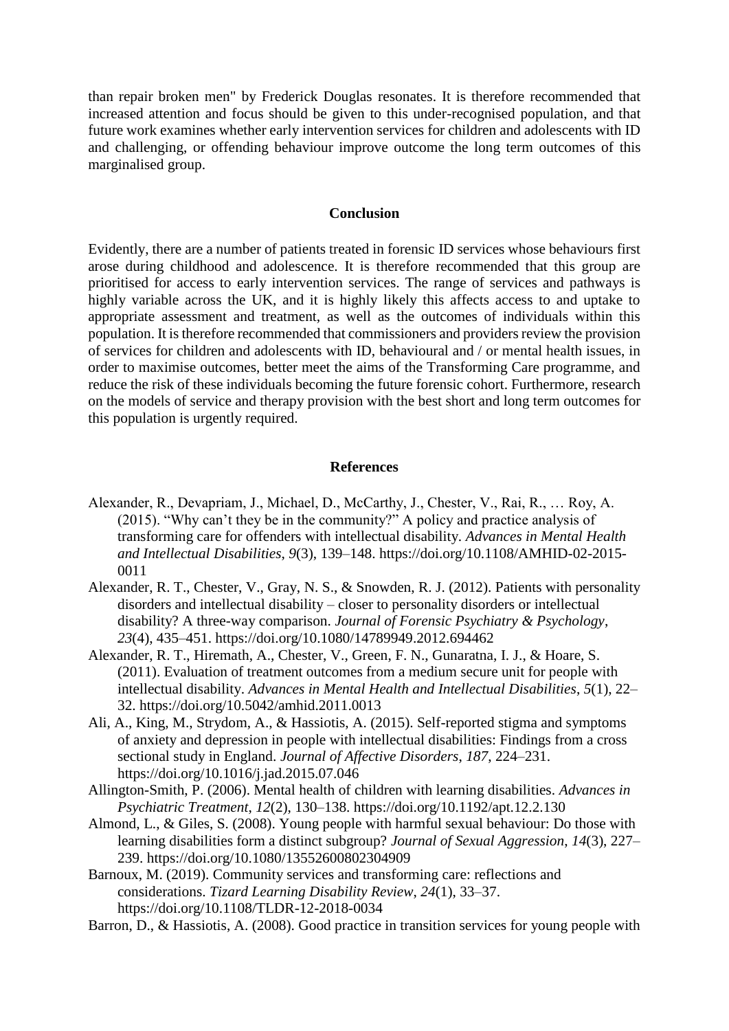than repair broken men" by Frederick Douglas resonates. It is therefore recommended that increased attention and focus should be given to this under-recognised population, and that future work examines whether early intervention services for children and adolescents with ID and challenging, or offending behaviour improve outcome the long term outcomes of this marginalised group.

## Conclusion

Evidently, there are a number of patients treated in forensic ID services whose behaviours first arose during childhood and adolescence. It is therefore recommended that this group are prioritised for access to early intervention services. The range of services and pathways is highly variable across the UK, and it is highly likely this affects access to and uptake to appropriate assessment and treatment, as well as the outcomes of individuals within this population. It is therefore recommended that commissioners and providers review the provision of services for children and adolescents with ID, behavioural and / or mental health issues, in order to maximise outcomes, better meet the aims of the Transforming Care programme, and reduce the risk of these individuals becoming the future forensic cohort. Furthermore, research on the models of service and therapy provision with the best short and long term outcomes for this population is urgently required.

## References

Alexander, R., Devapriam, J., Michael, D., McCarthy, J., Chester, V., Rai, R., … Roy, A. (2015). "Why can't they be in the community?" A policy and practice analysis of transforming care for offenders with intellectual disability. *Advances in Mental Health and Intellectual Disabilities*, *9*(3), 139–148. https://doi.org/10.1108/AMHID-02-2015-0011

Alexander, R. T., Chester, V., Gray, N. S., & Snowden, R. J. (2012). Patients with personality disorders and intellectual disability – closer to personality disorders or intellectual disability? A three-way comparison. *Journal of Forensic Psychiatry & Psychology*, *23*(4), 435–451. https://doi.org/10.1080/14789949.2012.694462

Alexander, R. T., Hiremath, A., Chester, V., Green, F. N., Gunaratna, I. J., & Hoare, S. (2011). Evaluation of treatment outcomes from a medium secure unit for people with intellectual disability. *Advances in Mental Health and Intellectual Disabilities*, *5*(1), 22–32. https://doi.org/10.5042/amhid.2011.0013

Ali, A., King, M., Strydom, A., & Hassiotis, A. (2015). Self-reported stigma and symptoms of anxiety and depression in people with intellectual disabilities: Findings from a cross sectional study in England. *Journal of Affective Disorders*, *187*, 224–231. https://doi.org/10.1016/j.jad.2015.07.046

Allington-Smith, P. (2006). Mental health of children with learning disabilities. *Advances in Psychiatric Treatment*, *12*(2), 130–138. https://doi.org/10.1192/apt.12.2.130

Almond, L., & Giles, S. (2008). Young people with harmful sexual behaviour: Do those with learning disabilities form a distinct subgroup? *Journal of Sexual Aggression*, *14*(3), 227–239. https://doi.org/10.1080/13552600802304909

Barnoux, M. (2019). Community services and transforming care: reflections and considerations. *Tizard Learning Disability Review*, *24*(1), 33–37. https://doi.org/10.1108/TLDR-12-2018-0034

Barron, D., & Hassiotis, A. (2008). Good practice in transition services for young people with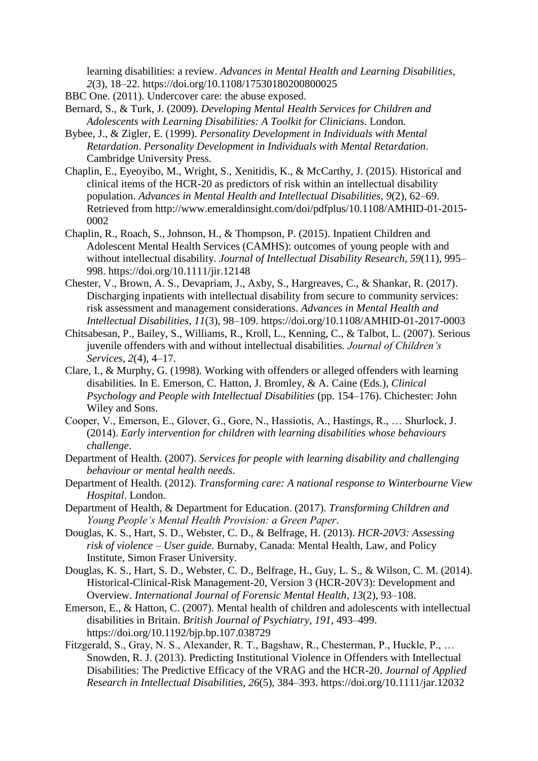learning disabilities: a review. *Advances in Mental Health and Learning Disabilities*, *2*(3), 18–22. https://doi.org/10.1108/17530180200800025

BBC One. (2011). Undercover care: the abuse exposed.

Bernard, S., & Turk, J. (2009). *Developing Mental Health Services for Children and Adolescents with Learning Disabilities: A Toolkit for Clinicians*. London.

Bybee, J., & Zigler, E. (1999). *Personality Development in Individuals with Mental Retardation*. *Personality Development in Individuals with Mental Retardation*. Cambridge University Press.

Chaplin, E., Eyeoyibo, M., Wright, S., Xenitidis, K., & McCarthy, J. (2015). Historical and clinical items of the HCR-20 as predictors of risk within an intellectual disability population. *Advances in Mental Health and Intellectual Disabilities*, *9*(2), 62–69. Retrieved from http://www.emeraldinsight.com/doi/pdfplus/10.1108/AMHID-01-2015-0002

Chaplin, R., Roach, S., Johnson, H., & Thompson, P. (2015). Inpatient Children and Adolescent Mental Health Services (CAMHS): outcomes of young people with and without intellectual disability. *Journal of Intellectual Disability Research*, *59*(11), 995–998. https://doi.org/10.1111/jir.12148

Chester, V., Brown, A. S., Devapriam, J., Axby, S., Hargreaves, C., & Shankar, R. (2017). Discharging inpatients with intellectual disability from secure to community services: risk assessment and management considerations. *Advances in Mental Health and Intellectual Disabilities*, *11*(3), 98–109. https://doi.org/10.1108/AMHID-01-2017-0003

Chitsabesan, P., Bailey, S., Williams, R., Kroll, L., Kenning, C., & Talbot, L. (2007). Serious juvenile offenders with and without intellectual disabilities. *Journal of Children's Services*, *2*(4), 4–17.

Clare, I., & Murphy, G. (1998). Working with offenders or alleged offenders with learning disabilities. In E. Emerson, C. Hatton, J. Bromley, & A. Caine (Eds.), *Clinical Psychology and People with Intellectual Disabilities* (pp. 154–176). Chichester: John Wiley and Sons.

Cooper, V., Emerson, E., Glover, G., Gore, N., Hassiotis, A., Hastings, R., … Shurlock, J. (2014). *Early intervention for children with learning disabilities whose behaviours challenge*.

Department of Health. (2007). *Services for people with learning disability and challenging behaviour or mental health needs*.

Department of Health. (2012). *Transforming care: A national response to Winterbourne View Hospital*. London.

Department of Health, & Department for Education. (2017). *Transforming Children and Young People's Mental Health Provision: a Green Paper*.

Douglas, K. S., Hart, S. D., Webster, C. D., & Belfrage, H. (2013). *HCR-20V3: Assessing risk of violence – User guide.* Burnaby, Canada: Mental Health, Law, and Policy Institute, Simon Fraser University.

Douglas, K. S., Hart, S. D., Webster, C. D., Belfrage, H., Guy, L. S., & Wilson, C. M. (2014). Historical-Clinical-Risk Management-20, Version 3 (HCR-20V3): Development and Overview. *International Journal of Forensic Mental Health*, *13*(2), 93–108.

Emerson, E., & Hatton, C. (2007). Mental health of children and adolescents with intellectual disabilities in Britain. *British Journal of Psychiatry*, *191*, 493–499. https://doi.org/10.1192/bjp.bp.107.038729

Fitzgerald, S., Gray, N. S., Alexander, R. T., Bagshaw, R., Chesterman, P., Huckle, P., … Snowden, R. J. (2013). Predicting Institutional Violence in Offenders with Intellectual Disabilities: The Predictive Efficacy of the VRAG and the HCR-20. *Journal of Applied Research in Intellectual Disabilities*, *26*(5), 384–393. https://doi.org/10.1111/jar.12032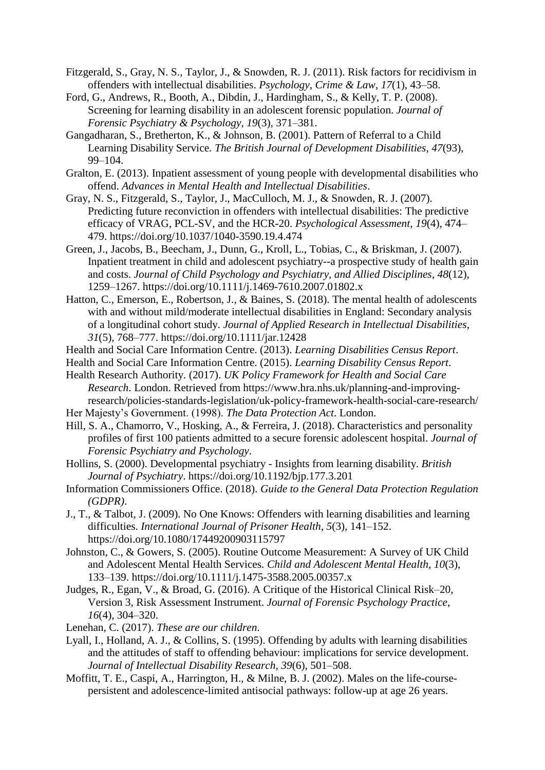Fitzgerald, S., Gray, N. S., Taylor, J., & Snowden, R. J. (2011). Risk factors for recidivism in offenders with intellectual disabilities. *Psychology, Crime & Law*, *17*(1), 43–58.

Ford, G., Andrews, R., Booth, A., Dibdin, J., Hardingham, S., & Kelly, T. P. (2008). Screening for learning disability in an adolescent forensic population. *Journal of Forensic Psychiatry & Psychology*, *19*(3), 371–381.

Gangadharan, S., Bretherton, K., & Johnson, B. (2001). Pattern of Referral to a Child Learning Disability Service. *The British Journal of Development Disabilities*, *47*(93), 99–104.

Gralton, E. (2013). Inpatient assessment of young people with developmental disabilities who offend. *Advances in Mental Health and Intellectual Disabilities*.

Gray, N. S., Fitzgerald, S., Taylor, J., MacCulloch, M. J., & Snowden, R. J. (2007). Predicting future reconviction in offenders with intellectual disabilities: The predictive efficacy of VRAG, PCL-SV, and the HCR-20. *Psychological Assessment*, *19*(4), 474–479. https://doi.org/10.1037/1040-3590.19.4.474

Green, J., Jacobs, B., Beecham, J., Dunn, G., Kroll, L., Tobias, C., & Briskman, J. (2007). Inpatient treatment in child and adolescent psychiatry--a prospective study of health gain and costs. *Journal of Child Psychology and Psychiatry, and Allied Disciplines*, *48*(12), 1259–1267. https://doi.org/10.1111/j.1469-7610.2007.01802.x

Hatton, C., Emerson, E., Robertson, J., & Baines, S. (2018). The mental health of adolescents with and without mild/moderate intellectual disabilities in England: Secondary analysis of a longitudinal cohort study. *Journal of Applied Research in Intellectual Disabilities*, *31*(5), 768–777. https://doi.org/10.1111/jar.12428

Health and Social Care Information Centre. (2013). *Learning Disabilities Census Report*.

Health and Social Care Information Centre. (2015). *Learning Disability Census Report*.

Health Research Authority. (2017). *UK Policy Framework for Health and Social Care Research*. London. Retrieved from https://www.hra.nhs.uk/planning-and-improving-research/policies-standards-legislation/uk-policy-framework-health-social-care-research/

Her Majesty's Government. (1998). *The Data Protection Act*. London.

Hill, S. A., Chamorro, V., Hosking, A., & Ferreira, J. (2018). Characteristics and personality profiles of first 100 patients admitted to a secure forensic adolescent hospital. *Journal of Forensic Psychiatry and Psychology*.

Hollins, S. (2000). Developmental psychiatry - Insights from learning disability. *British Journal of Psychiatry*. https://doi.org/10.1192/bjp.177.3.201

Information Commissioners Office. (2018). *Guide to the General Data Protection Regulation (GDPR)*.

J., T., & Talbot, J. (2009). No One Knows: Offenders with learning disabilities and learning difficulties. *International Journal of Prisoner Health*, *5*(3), 141–152. https://doi.org/10.1080/17449200903115797

Johnston, C., & Gowers, S. (2005). Routine Outcome Measurement: A Survey of UK Child and Adolescent Mental Health Services. *Child and Adolescent Mental Health*, *10*(3), 133–139. https://doi.org/10.1111/j.1475-3588.2005.00357.x

Judges, R., Egan, V., & Broad, G. (2016). A Critique of the Historical Clinical Risk–20, Version 3, Risk Assessment Instrument. *Journal of Forensic Psychology Practice*, *16*(4), 304–320.

Lenehan, C. (2017). *These are our children*.

Lyall, I., Holland, A. J., & Collins, S. (1995). Offending by adults with learning disabilities and the attitudes of staff to offending behaviour: implications for service development. *Journal of Intellectual Disability Research*, *39*(6), 501–508.

Moffitt, T. E., Caspi, A., Harrington, H., & Milne, B. J. (2002). Males on the life-course-persistent and adolescence-limited antisocial pathways: follow-up at age 26 years.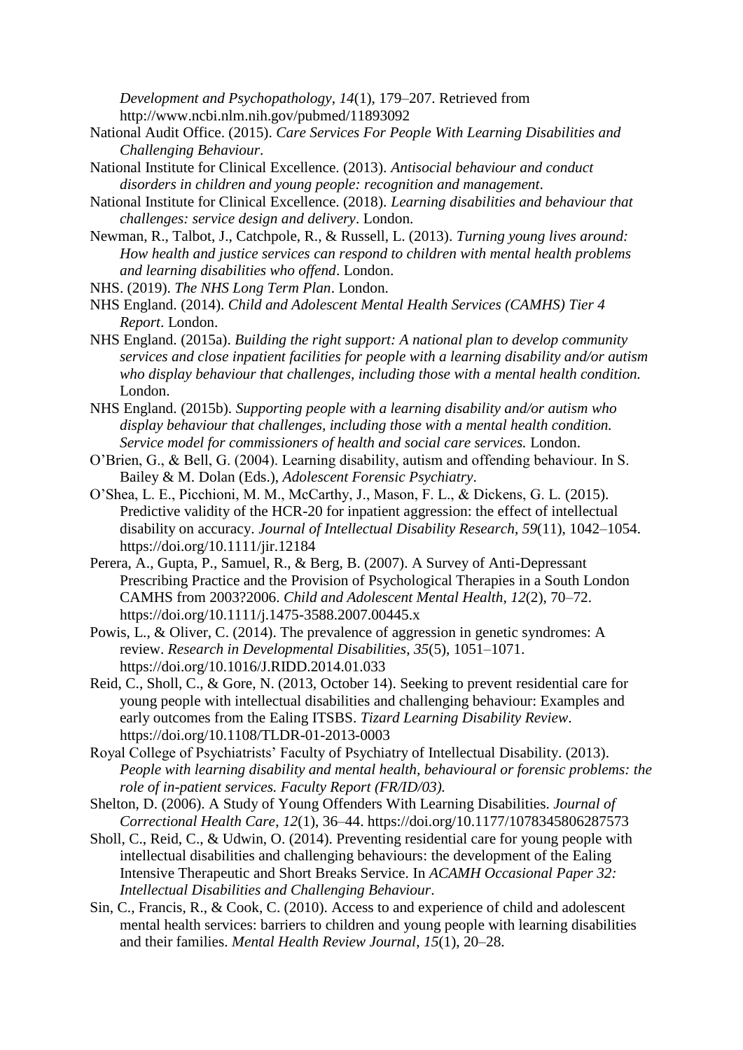*Development and Psychopathology*, *14*(1), 179–207. Retrieved from http://www.ncbi.nlm.nih.gov/pubmed/11893092

National Audit Office. (2015). *Care Services For People With Learning Disabilities and Challenging Behaviour*.

National Institute for Clinical Excellence. (2013). *Antisocial behaviour and conduct disorders in children and young people: recognition and management*.

National Institute for Clinical Excellence. (2018). *Learning disabilities and behaviour that challenges: service design and delivery*. London.

Newman, R., Talbot, J., Catchpole, R., & Russell, L. (2013). *Turning young lives around: How health and justice services can respond to children with mental health problems and learning disabilities who offend*. London.

NHS. (2019). *The NHS Long Term Plan*. London.

NHS England. (2014). *Child and Adolescent Mental Health Services (CAMHS) Tier 4 Report*. London.

NHS England. (2015a). *Building the right support: A national plan to develop community services and close inpatient facilities for people with a learning disability and/or autism who display behaviour that challenges, including those with a mental health condition.* London.

NHS England. (2015b). *Supporting people with a learning disability and/or autism who display behaviour that challenges, including those with a mental health condition. Service model for commissioners of health and social care services.* London.

O'Brien, G., & Bell, G. (2004). Learning disability, autism and offending behaviour. In S. Bailey & M. Dolan (Eds.), *Adolescent Forensic Psychiatry*.

O'Shea, L. E., Picchioni, M. M., McCarthy, J., Mason, F. L., & Dickens, G. L. (2015). Predictive validity of the HCR-20 for inpatient aggression: the effect of intellectual disability on accuracy. *Journal of Intellectual Disability Research*, *59*(11), 1042–1054. https://doi.org/10.1111/jir.12184

Perera, A., Gupta, P., Samuel, R., & Berg, B. (2007). A Survey of Anti-Depressant Prescribing Practice and the Provision of Psychological Therapies in a South London CAMHS from 2003?2006. *Child and Adolescent Mental Health*, *12*(2), 70–72. https://doi.org/10.1111/j.1475-3588.2007.00445.x

Powis, L., & Oliver, C. (2014). The prevalence of aggression in genetic syndromes: A review. *Research in Developmental Disabilities*, *35*(5), 1051–1071. https://doi.org/10.1016/J.RIDD.2014.01.033

Reid, C., Sholl, C., & Gore, N. (2013, October 14). Seeking to prevent residential care for young people with intellectual disabilities and challenging behaviour: Examples and early outcomes from the Ealing ITSBS. *Tizard Learning Disability Review*. https://doi.org/10.1108/TLDR-01-2013-0003

Royal College of Psychiatrists' Faculty of Psychiatry of Intellectual Disability. (2013). *People with learning disability and mental health, behavioural or forensic problems: the role of in-patient services. Faculty Report (FR/ID/03).*

Shelton, D. (2006). A Study of Young Offenders With Learning Disabilities. *Journal of Correctional Health Care*, *12*(1), 36–44. https://doi.org/10.1177/1078345806287573

Sholl, C., Reid, C., & Udwin, O. (2014). Preventing residential care for young people with intellectual disabilities and challenging behaviours: the development of the Ealing Intensive Therapeutic and Short Breaks Service. In *ACAMH Occasional Paper 32: Intellectual Disabilities and Challenging Behaviour*.

Sin, C., Francis, R., & Cook, C. (2010). Access to and experience of child and adolescent mental health services: barriers to children and young people with learning disabilities and their families. *Mental Health Review Journal*, *15*(1), 20–28.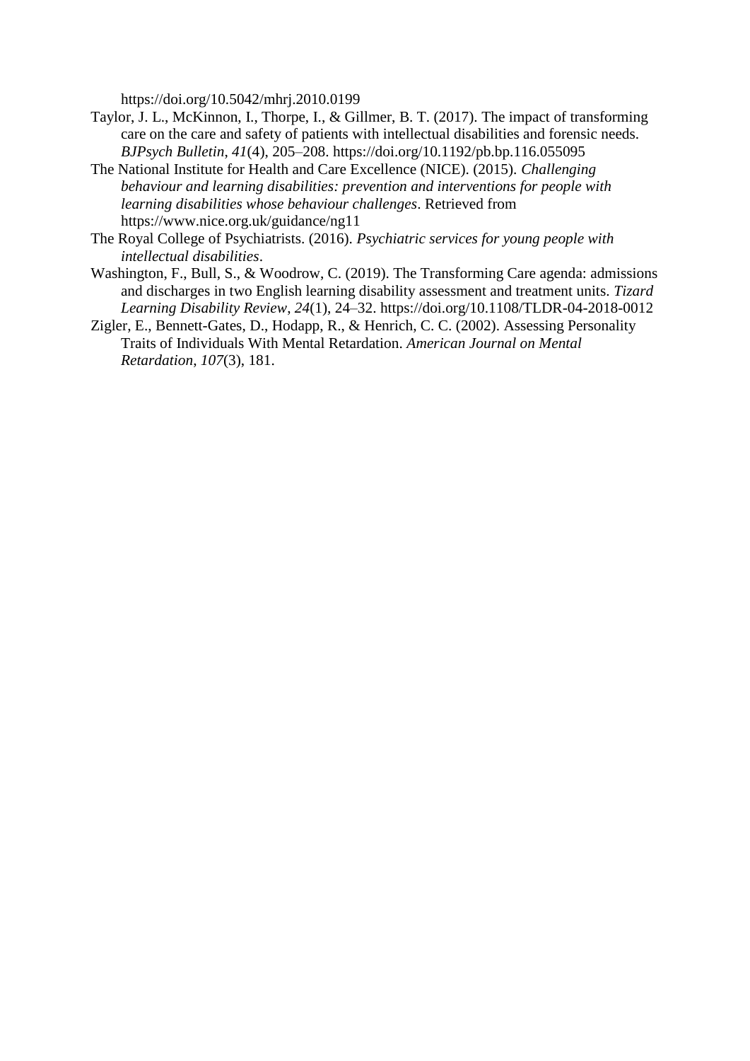https://doi.org/10.5042/mhrj.2010.0199

Taylor, J. L., McKinnon, I., Thorpe, I., & Gillmer, B. T. (2017). The impact of transforming care on the care and safety of patients with intellectual disabilities and forensic needs. *BJPsych Bulletin*, *41*(4), 205–208. https://doi.org/10.1192/pb.bp.116.055095

The National Institute for Health and Care Excellence (NICE). (2015). *Challenging behaviour and learning disabilities: prevention and interventions for people with learning disabilities whose behaviour challenges*. Retrieved from https://www.nice.org.uk/guidance/ng11

The Royal College of Psychiatrists. (2016). *Psychiatric services for young people with intellectual disabilities*.

Washington, F., Bull, S., & Woodrow, C. (2019). The Transforming Care agenda: admissions and discharges in two English learning disability assessment and treatment units. *Tizard Learning Disability Review*, *24*(1), 24–32. https://doi.org/10.1108/TLDR-04-2018-0012

Zigler, E., Bennett-Gates, D., Hodapp, R., & Henrich, C. C. (2002). Assessing Personality Traits of Individuals With Mental Retardation. *American Journal on Mental Retardation*, *107*(3), 181.